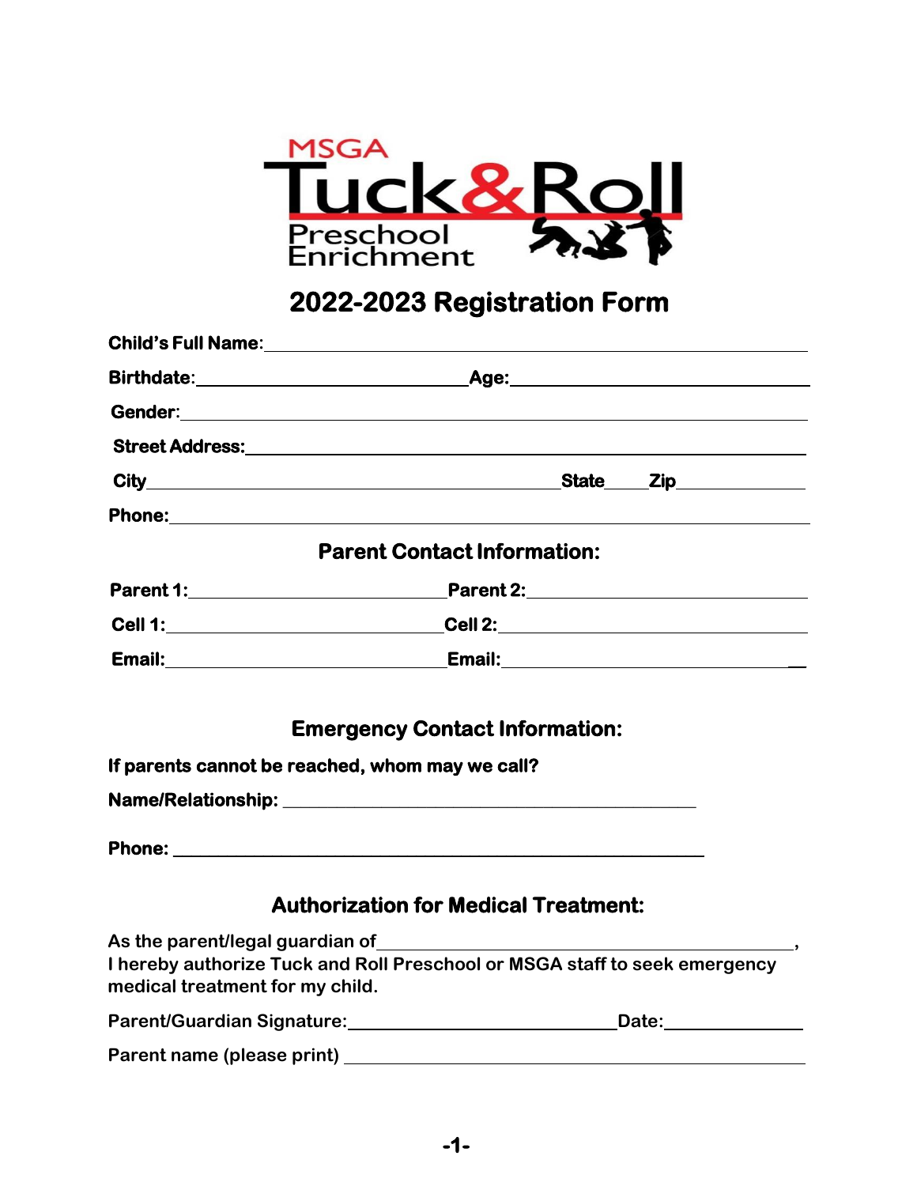MSGA

# Tuck&Roll

Preschool Enrichment

## 2022-2023 Registration Form

**Child's Full Name:** ______________________________________________

**Birthdate:** ______________________ **Age:** ______________________

**Gender:** ______________________________________________

**Street Address:** ______________________________________________

**City** ______________________________ **State** _____ **Zip** ____________

**Phone:** ______________________________________________

### Parent Contact Information:

**Parent 1:** ______________________ **Parent 2:** ______________________

**Cell 1:** ______________________ **Cell 2:** ______________________

**Email:** ______________________ **Email:** ______________________

### Emergency Contact Information:

**If parents cannot be reached, whom may we call?**

**Name/Relationship:** ______________________________________________

**Phone:** ______________________________________________

### Authorization for Medical Treatment:

As the parent/legal guardian of ______________________________________________,
I hereby authorize Tuck and Roll Preschool or MSGA staff to seek emergency medical treatment for my child.

Parent/Guardian Signature: ______________________ Date: ____________

Parent name (please print) ______________________________________________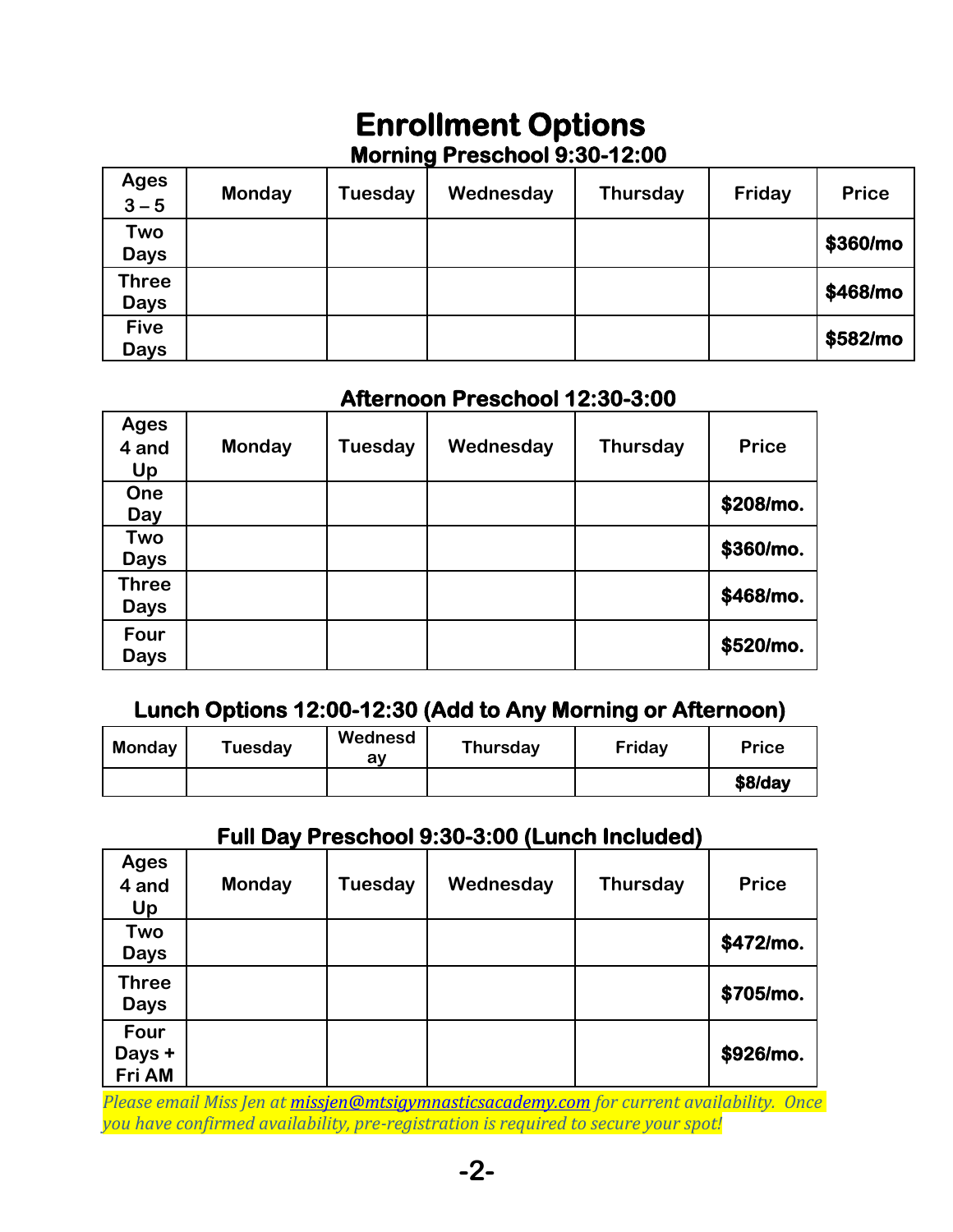# Enrollment Options

## Morning Preschool 9:30-12:00

| Ages 3 – 5 | Monday | Tuesday | Wednesday | Thursday | Friday | Price |
|---|---|---|---|---|---|---|
| Two Days | | | | | | **$360/mo** |
| Three Days | | | | | | **$468/mo** |
| Five Days | | | | | | **$582/mo** |

## Afternoon Preschool 12:30-3:00

| Ages 4 and Up | Monday | Tuesday | Wednesday | Thursday | Price |
|---|---|---|---|---|---|
| One Day | | | | | **$208/mo.** |
| Two Days | | | | | **$360/mo.** |
| Three Days | | | | | **$468/mo.** |
| Four Days | | | | | **$520/mo.** |

## Lunch Options 12:00-12:30 (Add to Any Morning or Afternoon)

| Monday | Tuesday | Wednesday | Thursday | Friday | Price |
|---|---|---|---|---|---|
| | | | | | **$8/day** |

## Full Day Preschool 9:30-3:00 (Lunch Included)

| Ages 4 and Up | Monday | Tuesday | Wednesday | Thursday | Price |
|---|---|---|---|---|---|
| Two Days | | | | | **$472/mo.** |
| Three Days | | | | | **$705/mo.** |
| Four Days + Fri AM | | | | | **$926/mo.** |

*Please email Miss Jen at missjen@mtsigymnasticsacademy.com for current availability. Once you have confirmed availability, pre-registration is required to secure your spot!*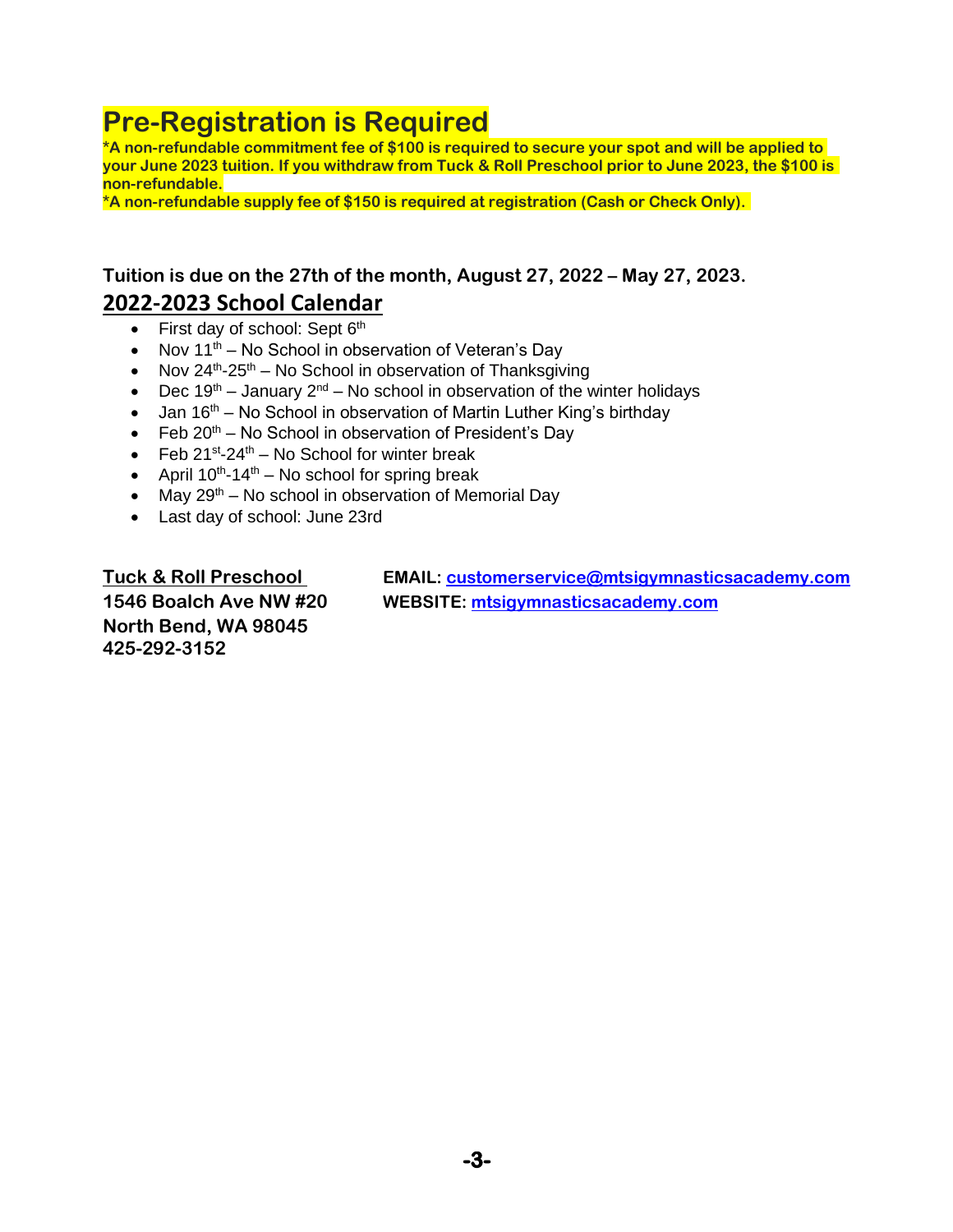# Pre-Registration is Required

**\*A non-refundable commitment fee of $100 is required to secure your spot and will be applied to your June 2023 tuition. If you withdraw from Tuck & Roll Preschool prior to June 2023, the $100 is non-refundable.**

**\*A non-refundable supply fee of $150 is required at registration (Cash or Check Only).**

**Tuition is due on the 27th of the month, August 27, 2022 – May 27, 2023.**

## 2022-2023 School Calendar

- First day of school: Sept 6th
- Nov 11th – No School in observation of Veteran's Day
- Nov 24th-25th – No School in observation of Thanksgiving
- Dec 19th – January 2nd – No school in observation of the winter holidays
- Jan 16th – No School in observation of Martin Luther King's birthday
- Feb 20th – No School in observation of President's Day
- Feb 21st-24th – No School for winter break
- April 10th-14th – No school for spring break
- May 29th – No school in observation of Memorial Day
- Last day of school: June 23rd

**Tuck & Roll Preschool**
**1546 Boalch Ave NW #20**
**North Bend, WA 98045**
**425-292-3152**

**EMAIL:** **customerservice@mtsigymnasticsacademy.com**
**WEBSITE:** **mtsigymnasticsacademy.com**